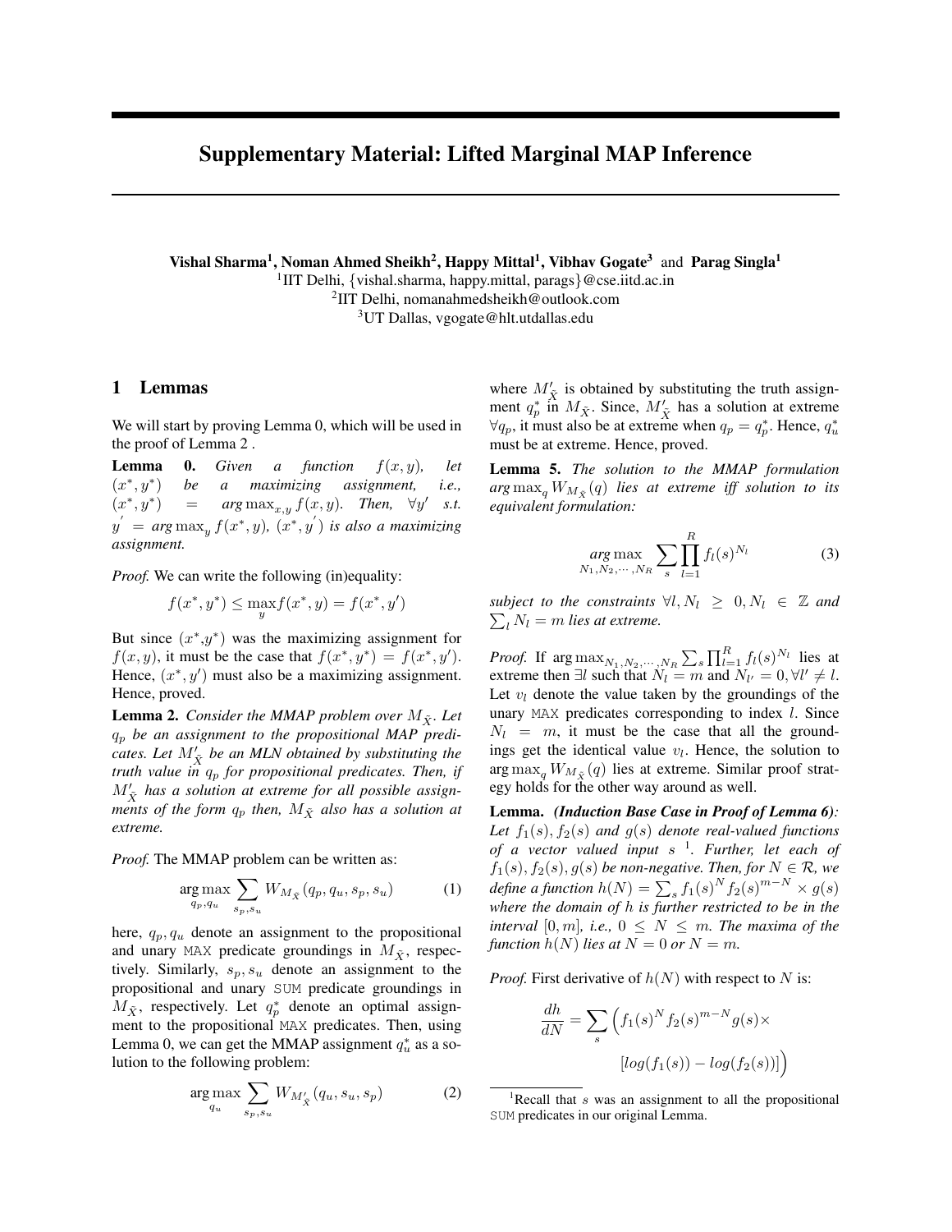# Supplementary Material: Lifted Marginal MAP Inference

**Vishal Sharma[1], Noman Ahmed Sheikh[2], Happy Mittal[1], Vibhav Gogate[3] and Parag Singla[1]**

[1]IIT Delhi, {vishal.sharma, happy.mittal, parags}@cse.iitd.ac.in
[2]IIT Delhi, nomanahmedsheikh@outlook.com
[3]UT Dallas, vgogate@hlt.utdallas.edu

## 1 Lemmas

We will start by proving Lemma 0, which will be used in the proof of Lemma 2 .

**Lemma 0.** *Given a function $f(x, y)$, let $(x^*, y^*)$ be a maximizing assignment, i.e., $(x^*, y^*) = \arg\max_{x,y} f(x, y)$. Then, $\forall y'$ s.t. $y' = \arg\max_y f(x^*, y)$, $(x^*, y')$ is also a maximizing assignment.*

*Proof.* We can write the following (in)equality:

$$f(x^*, y^*) \leq \max_y f(x^*, y) = f(x^*, y')$$

But since $(x^*,y^*)$ was the maximizing assignment for $f(x, y)$, it must be the case that $f(x^*, y^*) = f(x^*, y')$. Hence, $(x^*, y')$ must also be a maximizing assignment. Hence, proved.

**Lemma 2.** *Consider the MMAP problem over $M_{\tilde{X}}$. Let $q_p$ be an assignment to the propositional MAP predicates. Let $M'_{\tilde{X}}$ be an MLN obtained by substituting the truth value in $q_p$ for propositional predicates. Then, if $M'_{\tilde{X}}$ has a solution at extreme for all possible assignments of the form $q_p$ then, $M_{\tilde{X}}$ also has a solution at extreme.*

*Proof.* The MMAP problem can be written as:

$$\arg\max_{q_p, q_u} \sum_{s_p, s_u} W_{M_{\tilde{X}}}(q_p, q_u, s_p, s_u) \tag{1}$$

here, $q_p, q_u$ denote an assignment to the propositional and unary MAX predicate groundings in $M_{\tilde{X}}$, respectively. Similarly, $s_p, s_u$ denote an assignment to the propositional and unary SUM predicate groundings in $M_{\tilde{X}}$, respectively. Let $q_p^*$ denote an optimal assignment to the propositional MAX predicates. Then, using Lemma 0, we can get the MMAP assignment $q_u^*$ as a solution to the following problem:

$$\arg\max_{q_u} \sum_{s_p, s_u} W_{M'_{\tilde{X}}}(q_u, s_u, s_p) \tag{2}$$

where $M'_{\tilde{X}}$ is obtained by substituting the truth assignment $q_p^*$ in $M_{\tilde{X}}$. Since, $M'_{\tilde{X}}$ has a solution at extreme $\forall q_p$, it must also be at extreme when $q_p = q_p^*$. Hence, $q_u^*$ must be at extreme. Hence, proved.

**Lemma 5.** *The solution to the MMAP formulation $\arg\max_q W_{M_{\tilde{X}}}(q)$ lies at extreme iff solution to its equivalent formulation:*

$$\arg\max_{N_1, N_2, \cdots, N_R} \sum_s \prod_{l=1}^{R} f_l(s)^{N_l} \tag{3}$$

*subject to the constraints $\forall l, N_l \geq 0, N_l \in \mathbb{Z}$ and $\sum_l N_l = m$ lies at extreme.*

*Proof.* If $\arg\max_{N_1, N_2, \cdots, N_R} \sum_s \prod_{l=1}^{R} f_l(s)^{N_l}$ lies at extreme then $\exists l$ such that $N_l = m$ and $N_{l'} = 0, \forall l' \neq l$. Let $v_l$ denote the value taken by the groundings of the unary MAX predicates corresponding to index $l$. Since $N_l = m$, it must be the case that all the groundings get the identical value $v_l$. Hence, the solution to $\arg\max_q W_{M_{\tilde{X}}}(q)$ lies at extreme. Similar proof strategy holds for the other way around as well.

**Lemma.** ***(Induction Base Case in Proof of Lemma 6)**: Let $f_1(s), f_2(s)$ and $g(s)$ denote real-valued functions of a vector valued input $s$ [1]. Further, let each of $f_1(s), f_2(s), g(s)$ be non-negative. Then, for $N \in \mathcal{R}$, we define a function $h(N) = \sum_s f_1(s)^N f_2(s)^{m-N} \times g(s)$ where the domain of $h$ is further restricted to be in the interval $[0, m]$, i.e., $0 \leq N \leq m$. The maxima of the function $h(N)$ lies at $N = 0$ or $N = m$.*

*Proof.* First derivative of $h(N)$ with respect to $N$ is:

$$\frac{dh}{dN} = \sum_s \Big( f_1(s)^N f_2(s)^{m-N} g(s) \times [log(f_1(s)) - log(f_2(s))] \Big)$$

[1]Recall that $s$ was an assignment to all the propositional SUM predicates in our original Lemma.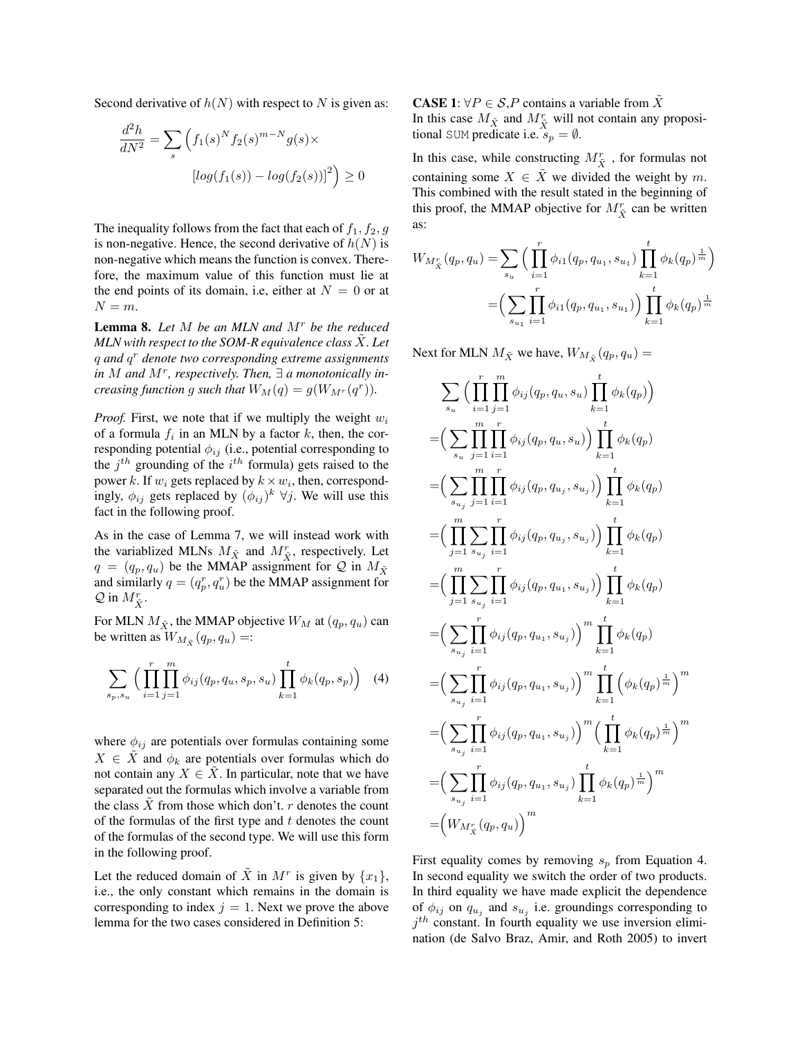Second derivative of $h(N)$ with respect to $N$ is given as:

$$\frac{d^2h}{dN^2} = \sum_{s} \Big( f_1(s)^N f_2(s)^{m-N} g(s) \times \big[log(f_1(s)) - log(f_2(s))\big]^2 \Big) \geq 0$$

The inequality follows from the fact that each of $f_1, f_2, g$ is non-negative. Hence, the second derivative of $h(N)$ is non-negative which means the function is convex. Therefore, the maximum value of this function must lie at the end points of its domain, i.e, either at $N = 0$ or at $N = m$.

**Lemma 8.** *Let $M$ be an MLN and $M^r$ be the reduced MLN with respect to the SOM-R equivalence class $\tilde{X}$. Let $q$ and $q^r$ denote two corresponding extreme assignments in $M$ and $M^r$, respectively. Then, $\exists$ a monotonically increasing function $g$ such that $W_M(q) = g(W_{M^r}(q^r))$.*

*Proof.* First, we note that if we multiply the weight $w_i$ of a formula $f_i$ in an MLN by a factor $k$, then, the corresponding potential $\phi_{ij}$ (i.e., potential corresponding to the $j^{th}$ grounding of the $i^{th}$ formula) gets raised to the power $k$. If $w_i$ gets replaced by $k \times w_i$, then, correspondingly, $\phi_{ij}$ gets replaced by $(\phi_{ij})^k$ $\forall j$. We will use this fact in the following proof.

As in the case of Lemma 7, we will instead work with the variablized MLNs $M_{\tilde{X}}$ and $M^r_{\tilde{X}}$, respectively. Let $q = (q_p, q_u)$ be the MMAP assignment for $\mathcal{Q}$ in $M_{\tilde{X}}$ and similarly $q = (q^r_p, q^r_u)$ be the MMAP assignment for $\mathcal{Q}$ in $M^r_{\tilde{X}}$.

For MLN $M_{\tilde{X}}$, the MMAP objective $W_M$ at $(q_p, q_u)$ can be written as $W_{M_{\tilde{X}}}(q_p, q_u) =$:

$$\sum_{s_p, s_u} \Big( \prod_{i=1}^{r} \prod_{j=1}^{m} \phi_{ij}(q_p, q_u, s_p, s_u) \prod_{k=1}^{t} \phi_k(q_p, s_p) \Big) \quad (4)$$

where $\phi_{ij}$ are potentials over formulas containing some $X \in \tilde{X}$ and $\phi_k$ are potentials over formulas which do not contain any $X \in \tilde{X}$. In particular, note that we have separated out the formulas which involve a variable from the class $\tilde{X}$ from those which don't. $r$ denotes the count of the formulas of the first type and $t$ denotes the count of the formulas of the second type. We will use this form in the following proof.

Let the reduced domain of $\tilde{X}$ in $M^r$ is given by $\{x_1\}$, i.e., the only constant which remains in the domain is corresponding to index $j = 1$. Next we prove the above lemma for the two cases considered in Definition 5:

**CASE 1**: $\forall P \in \mathcal{S}, P$ contains a variable from $\tilde{X}$

In this case $M_{\tilde{X}}$ and $M^r_{\tilde{X}}$ will not contain any propositional SUM predicate i.e. $s_p = \emptyset$.

In this case, while constructing $M^r_{\tilde{X}}$ , for formulas not containing some $X \in \tilde{X}$ we divided the weight by $m$. This combined with the result stated in the beginning of this proof, the MMAP objective for $M^r_{\tilde{X}}$ can be written as:

$$\begin{aligned}
W_{M^r_{\tilde{X}}}(q_p, q_u) &= \sum_{s_u} \Big( \prod_{i=1}^{r} \phi_{i1}(q_p, q_{u_1}, s_{u_1}) \prod_{k=1}^{t} \phi_k(q_p)^{\frac{1}{m}} \Big) \\
&= \Big( \sum_{s_{u_1}} \prod_{i=1}^{r} \phi_{i1}(q_p, q_{u_1}, s_{u_1}) \Big) \prod_{k=1}^{t} \phi_k(q_p)^{\frac{1}{m}}
\end{aligned}$$

Next for MLN $M_{\tilde{X}}$ we have, $W_{M_{\tilde{X}}}(q_p, q_u) =$

$$\begin{aligned}
& \sum_{s_u} \Big( \prod_{i=1}^{r} \prod_{j=1}^{m} \phi_{ij}(q_p, q_u, s_u) \prod_{k=1}^{t} \phi_k(q_p) \Big) \\
&= \Big( \sum_{s_u} \prod_{j=1}^{m} \prod_{i=1}^{r} \phi_{ij}(q_p, q_u, s_u) \Big) \prod_{k=1}^{t} \phi_k(q_p) \\
&= \Big( \sum_{s_{u_j}} \prod_{j=1}^{m} \prod_{i=1}^{r} \phi_{ij}(q_p, q_{u_j}, s_{u_j}) \Big) \prod_{k=1}^{t} \phi_k(q_p) \\
&= \Big( \prod_{j=1}^{m} \sum_{s_{u_j}} \prod_{i=1}^{r} \phi_{ij}(q_p, q_{u_j}, s_{u_j}) \Big) \prod_{k=1}^{t} \phi_k(q_p) \\
&= \Big( \prod_{j=1}^{m} \sum_{s_{u_j}} \prod_{i=1}^{r} \phi_{ij}(q_p, q_{u_1}, s_{u_j}) \Big) \prod_{k=1}^{t} \phi_k(q_p) \\
&= \Big( \sum_{s_{u_j}} \prod_{i=1}^{r} \phi_{ij}(q_p, q_{u_1}, s_{u_j}) \Big)^m \prod_{k=1}^{t} \phi_k(q_p) \\
&= \Big( \sum_{s_{u_j}} \prod_{i=1}^{r} \phi_{ij}(q_p, q_{u_1}, s_{u_j}) \Big)^m \prod_{k=1}^{t} \Big( \phi_k(q_p)^{\frac{1}{m}} \Big)^m \\
&= \Big( \sum_{s_{u_j}} \prod_{i=1}^{r} \phi_{ij}(q_p, q_{u_1}, s_{u_j}) \Big)^m \Big( \prod_{k=1}^{t} \phi_k(q_p)^{\frac{1}{m}} \Big)^m \\
&= \Big( \sum_{s_{u_j}} \prod_{i=1}^{r} \phi_{ij}(q_p, q_{u_1}, s_{u_j}) \prod_{k=1}^{t} \phi_k(q_p)^{\frac{1}{m}} \Big)^m \\
&= \Big( W_{M^r_{\tilde{X}}}(q_p, q_u) \Big)^m
\end{aligned}$$

First equality comes by removing $s_p$ from Equation 4. In second equality we switch the order of two products. In third equality we have made explicit the dependence of $\phi_{ij}$ on $q_{u_j}$ and $s_{u_j}$ i.e. groundings corresponding to $j^{th}$ constant. In fourth equality we use inversion elimination (de Salvo Braz, Amir, and Roth 2005) to invert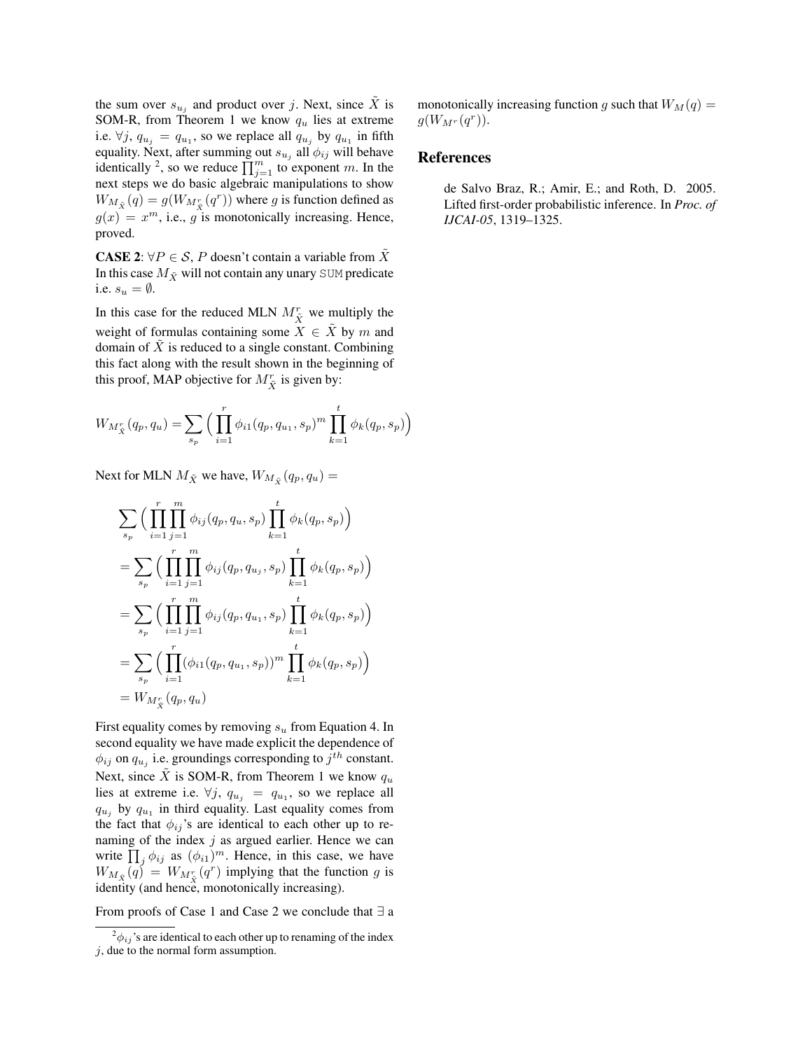the sum over $s_{u_j}$ and product over $j$. Next, since $\tilde{X}$ is SOM-R, from Theorem 1 we know $q_u$ lies at extreme i.e. $\forall j,\ q_{u_j} = q_{u_1}$, so we replace all $q_{u_j}$ by $q_{u_1}$ in fifth equality. Next, after summing out $s_{u_j}$ all $\phi_{ij}$ will behave identically [2], so we reduce $\prod_{j=1}^{m}$ to exponent $m$. In the next steps we do basic algebraic manipulations to show $W_{M_{\tilde{X}}}(q) = g(W_{M^r_{\tilde{X}}}(q^r))$ where $g$ is function defined as $g(x) = x^m$, i.e., $g$ is monotonically increasing. Hence, proved.

**CASE 2**: $\forall P \in \mathcal{S}$, $P$ doesn't contain a variable from $\tilde{X}$
In this case $M_{\tilde{X}}$ will not contain any unary SUM predicate i.e. $s_u = \emptyset$.

In this case for the reduced MLN $M^r_{\tilde{X}}$ we multiply the weight of formulas containing some $X \in \tilde{X}$ by $m$ and domain of $\tilde{X}$ is reduced to a single constant. Combining this fact along with the result shown in the beginning of this proof, MAP objective for $M^r_{\tilde{X}}$ is given by:

$$W_{M^r_{\tilde{X}}}(q_p, q_u) = \sum_{s_p} \Big( \prod_{i=1}^{r} \phi_{i1}(q_p, q_{u_1}, s_p)^m \prod_{k=1}^{t} \phi_k(q_p, s_p) \Big)$$

Next for MLN $M_{\tilde{X}}$ we have, $W_{M_{\tilde{X}}}(q_p, q_u) =$

$$\begin{aligned}
&\sum_{s_p} \Big( \prod_{i=1}^{r} \prod_{j=1}^{m} \phi_{ij}(q_p, q_u, s_p) \prod_{k=1}^{t} \phi_k(q_p, s_p) \Big) \\
&= \sum_{s_p} \Big( \prod_{i=1}^{r} \prod_{j=1}^{m} \phi_{ij}(q_p, q_{u_j}, s_p) \prod_{k=1}^{t} \phi_k(q_p, s_p) \Big) \\
&= \sum_{s_p} \Big( \prod_{i=1}^{r} \prod_{j=1}^{m} \phi_{ij}(q_p, q_{u_1}, s_p) \prod_{k=1}^{t} \phi_k(q_p, s_p) \Big) \\
&= \sum_{s_p} \Big( \prod_{i=1}^{r} (\phi_{i1}(q_p, q_{u_1}, s_p))^m \prod_{k=1}^{t} \phi_k(q_p, s_p) \Big) \\
&= W_{M^r_{\tilde{X}}}(q_p, q_u)
\end{aligned}$$

First equality comes by removing $s_u$ from Equation 4. In second equality we have made explicit the dependence of $\phi_{ij}$ on $q_{u_j}$ i.e. groundings corresponding to $j^{th}$ constant. Next, since $\tilde{X}$ is SOM-R, from Theorem 1 we know $q_u$ lies at extreme i.e. $\forall j,\ q_{u_j} = q_{u_1}$, so we replace all $q_{u_j}$ by $q_{u_1}$ in third equality. Last equality comes from the fact that $\phi_{ij}$'s are identical to each other up to renaming of the index $j$ as argued earlier. Hence we can write $\prod_j \phi_{ij}$ as $(\phi_{i1})^m$. Hence, in this case, we have $W_{M_{\tilde{X}}}(q) = W_{M^r_{\tilde{X}}}(q^r)$ implying that the function $g$ is identity (and hence, monotonically increasing).

From proofs of Case 1 and Case 2 we conclude that $\exists$ a monotonically increasing function $g$ such that $W_M(q) = g(W_{M^r}(q^r))$.

[2] $\phi_{ij}$'s are identical to each other up to renaming of the index $j$, due to the normal form assumption.

## References

de Salvo Braz, R.; Amir, E.; and Roth, D. 2005. Lifted first-order probabilistic inference. In *Proc. of IJCAI-05*, 1319–1325.